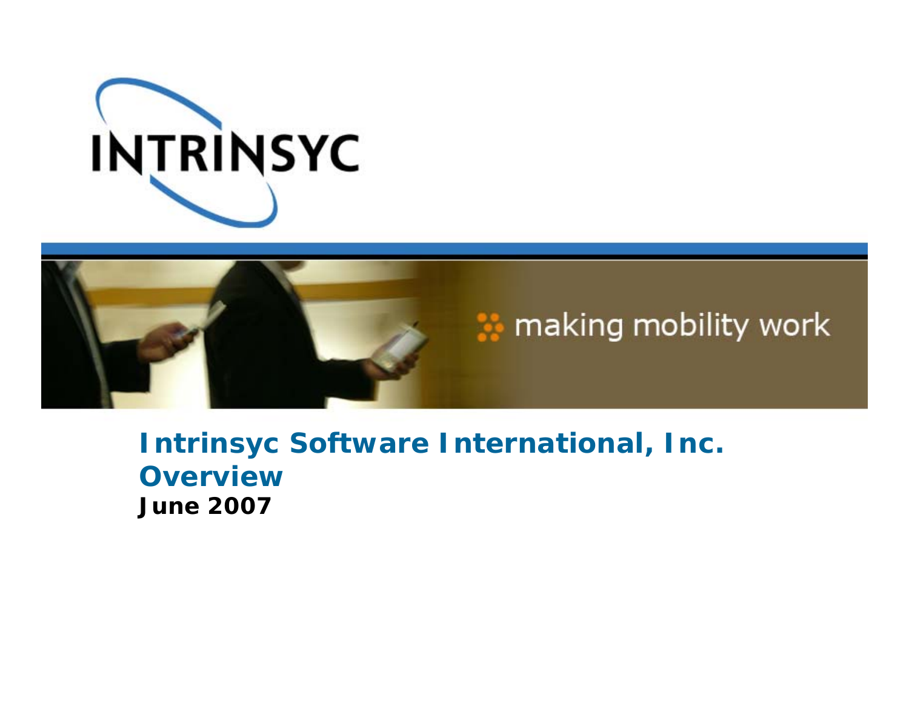INTRINSYC

making mobility work

# Intrinsyc Software International, Inc. Overview

**June 2007**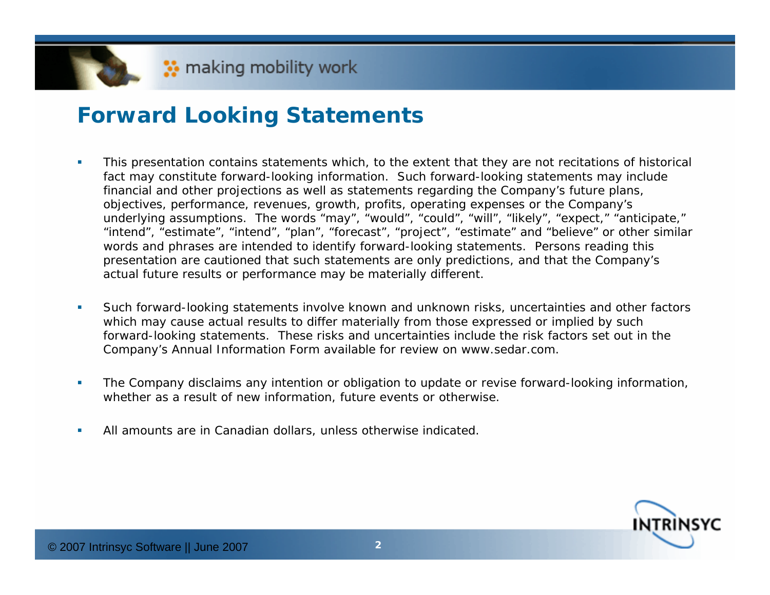## Forward Looking Statements

- This presentation contains statements which, to the extent that they are not recitations of historical fact may constitute forward-looking information. Such forward-looking statements may include financial and other projections as well as statements regarding the Company's future plans, objectives, performance, revenues, growth, profits, operating expenses or the Company's underlying assumptions. The words "may", "would", "could", "will", "likely", "expect," "anticipate," "intend", "estimate", "intend", "plan", "forecast", "project", "estimate" and "believe" or other similar words and phrases are intended to identify forward-looking statements. Persons reading this presentation are cautioned that such statements are only predictions, and that the Company's actual future results or performance may be materially different.

- Such forward-looking statements involve known and unknown risks, uncertainties and other factors which may cause actual results to differ materially from those expressed or implied by such forward-looking statements. These risks and uncertainties include the risk factors set out in the Company's Annual Information Form available for review on www.sedar.com.

- The Company disclaims any intention or obligation to update or revise forward-looking information, whether as a result of new information, future events or otherwise.

- All amounts are in Canadian dollars, unless otherwise indicated.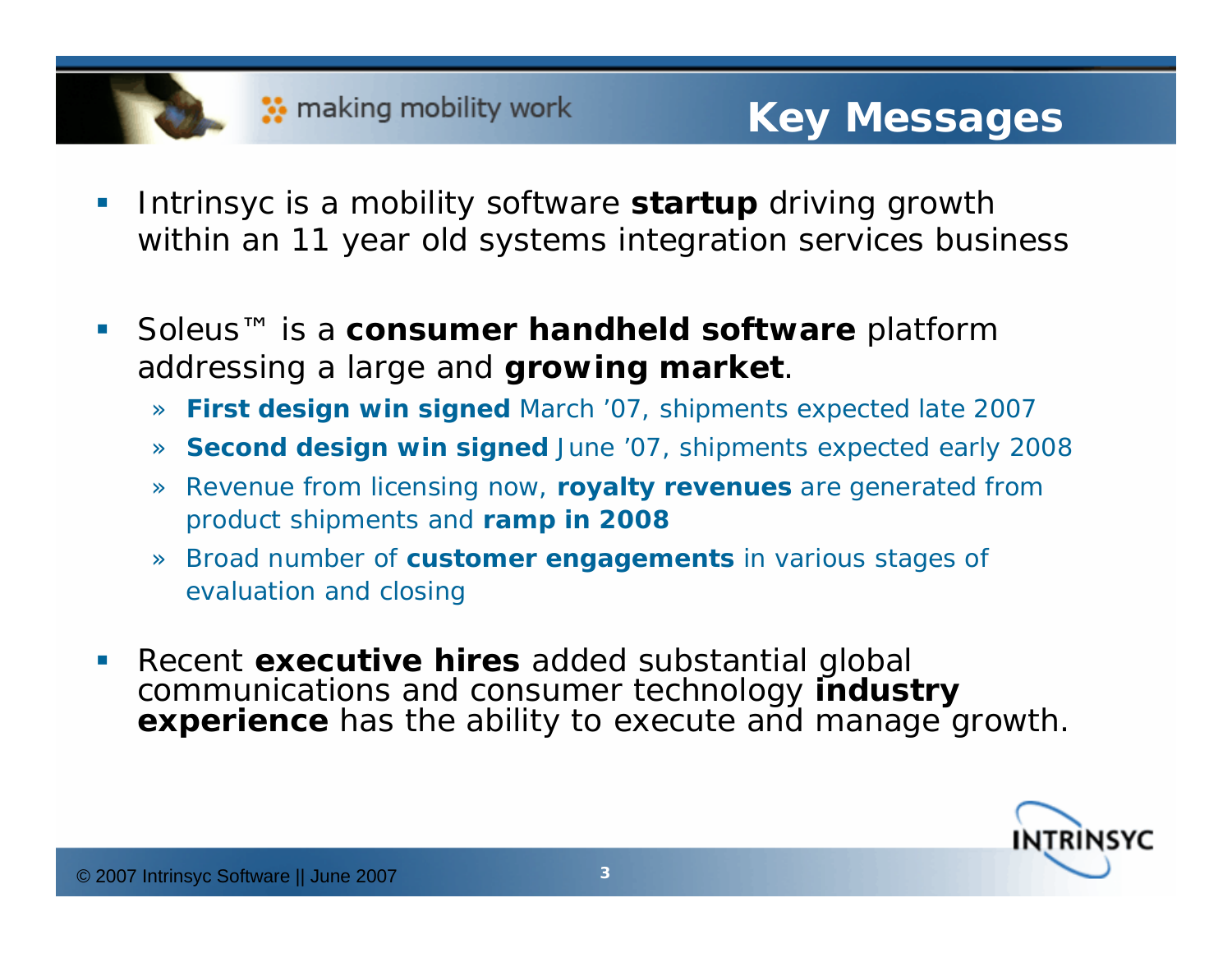# Key Messages

- Intrinsyc is a mobility software **startup** driving growth within an 11 year old systems integration services business
- Soleus™ is a **consumer handheld software** platform addressing a large and **growing market**.
  - **First design win signed** March '07, shipments expected late 2007
  - **Second design win signed** June '07, shipments expected early 2008
  - Revenue from licensing now, **royalty revenues** are generated from product shipments and **ramp in 2008**
  - Broad number of **customer engagements** in various stages of evaluation and closing
- Recent **executive hires** added substantial global communications and consumer technology **industry experience** has the ability to execute and manage growth.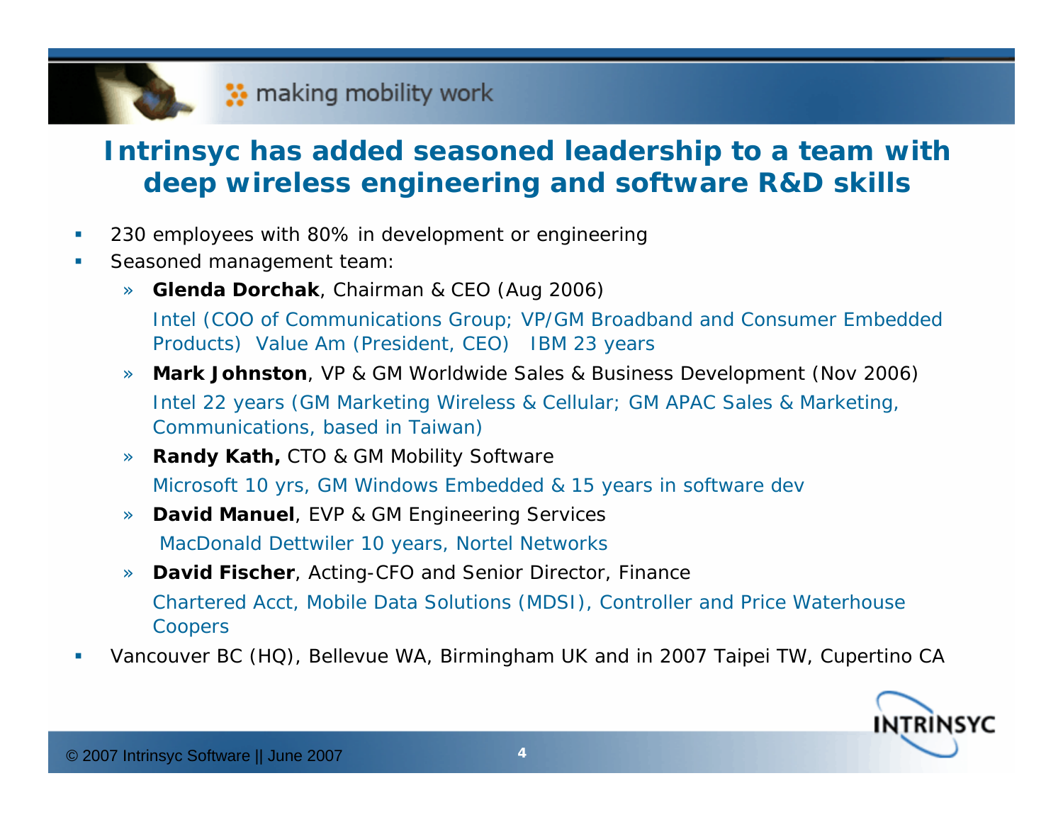## Intrinsyc has added seasoned leadership to a team with deep wireless engineering and software R&D skills

- 230 employees with 80% in development or engineering
- Seasoned management team:
  - **Glenda Dorchak**, Chairman & CEO (Aug 2006)
    Intel (COO of Communications Group; VP/GM Broadband and Consumer Embedded Products) Value Am (President, CEO) IBM 23 years
  - **Mark Johnston**, VP & GM Worldwide Sales & Business Development (Nov 2006)
    Intel 22 years (GM Marketing Wireless & Cellular; GM APAC Sales & Marketing, Communications, based in Taiwan)
  - **Randy Kath,** CTO & GM Mobility Software
    Microsoft 10 yrs, GM Windows Embedded & 15 years in software dev
  - **David Manuel**, EVP & GM Engineering Services
    MacDonald Dettwiler 10 years, Nortel Networks
  - **David Fischer**, Acting-CFO and Senior Director, Finance
    Chartered Acct, Mobile Data Solutions (MDSI), Controller and Price Waterhouse Coopers
- Vancouver BC (HQ), Bellevue WA, Birmingham UK and in 2007 Taipei TW, Cupertino CA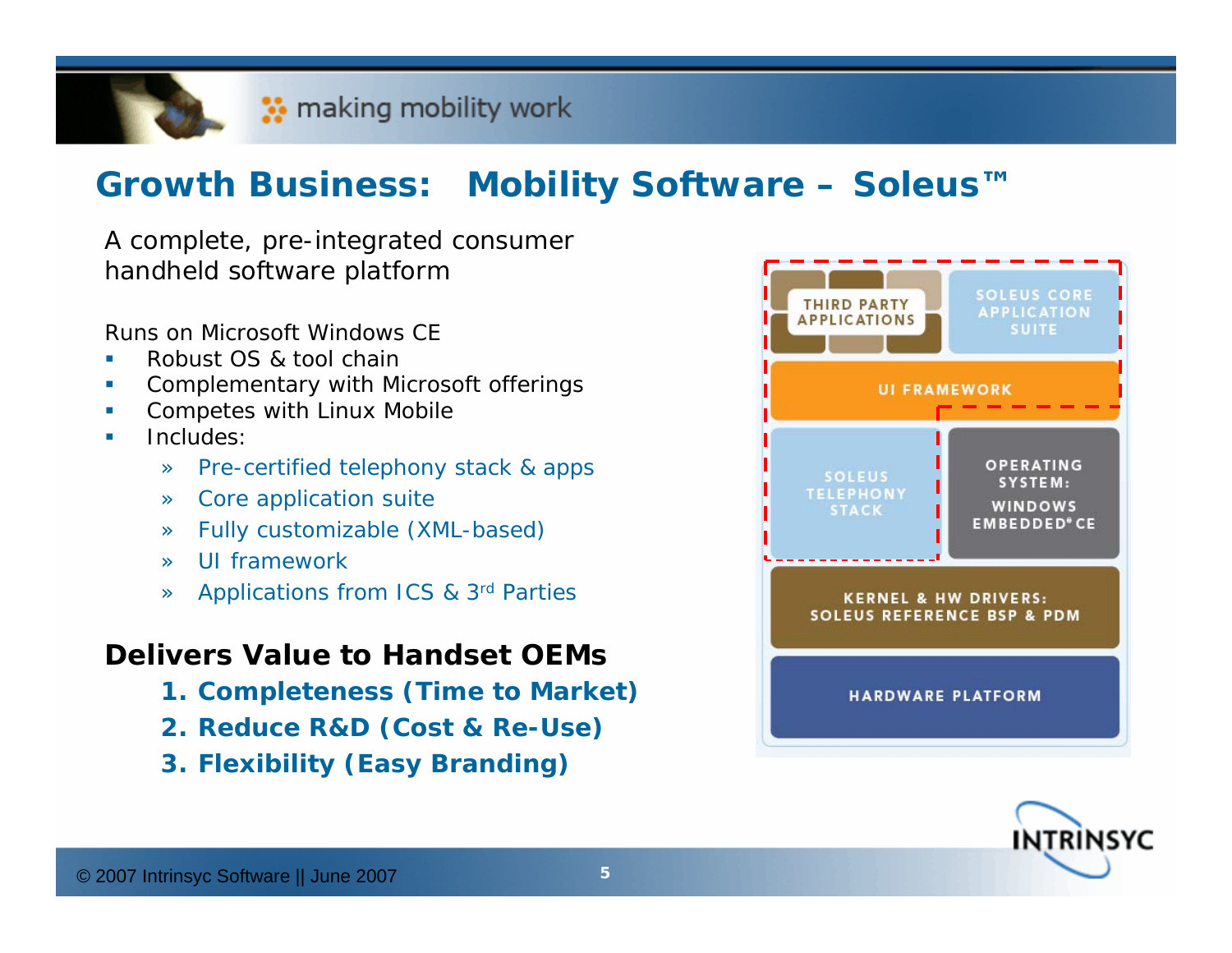# Growth Business: Mobility Software – Soleus™

A complete, pre-integrated consumer handheld software platform

Runs on Microsoft Windows CE

- Robust OS & tool chain
- Complementary with Microsoft offerings
- Competes with Linux Mobile
- Includes:
  - Pre-certified telephony stack & apps
  - Core application suite
  - Fully customizable (XML-based)
  - UI framework
  - Applications from ICS & 3rd Parties

**Delivers Value to Handset OEMs**

1. **Completeness (Time to Market)**
2. **Reduce R&D (Cost & Re-Use)**
3. **Flexibility (Easy Branding)**

THIRD PARTY APPLICATIONS | SOLEUS CORE APPLICATION SUITE

UI FRAMEWORK

SOLEUS TELEPHONY STACK | OPERATING SYSTEM: WINDOWS EMBEDDED® CE

KERNEL & HW DRIVERS: SOLEUS REFERENCE BSP & PDM

HARDWARE PLATFORM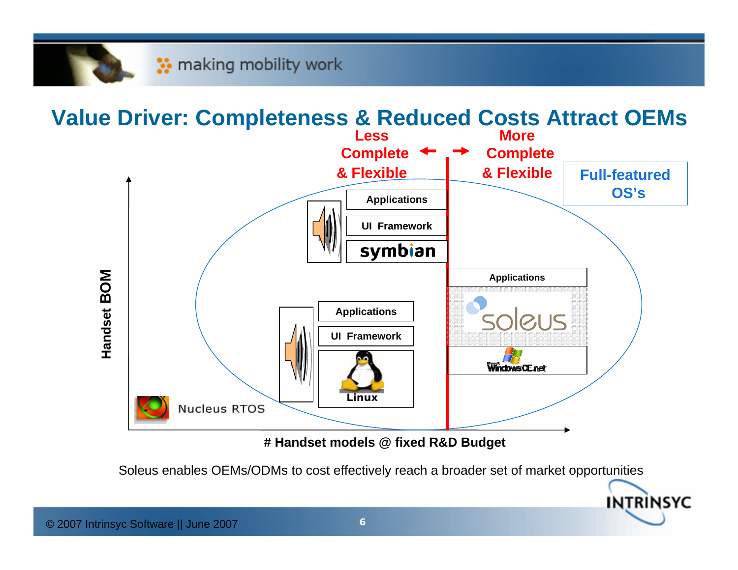# Value Driver: Completeness & Reduced Costs Attract OEMs

**Less Complete & Flexible** ← → **More Complete & Flexible**

**Full-featured OS's**

- Applications
- UI Framework
- symbian

- Applications
- soleus
- Windows CE.net

- Applications
- UI Framework
- Linux

Nucleus RTOS

**Handset BOM**

**# Handset models @ fixed R&D Budget**

Soleus enables OEMs/ODMs to cost effectively reach a broader set of market opportunities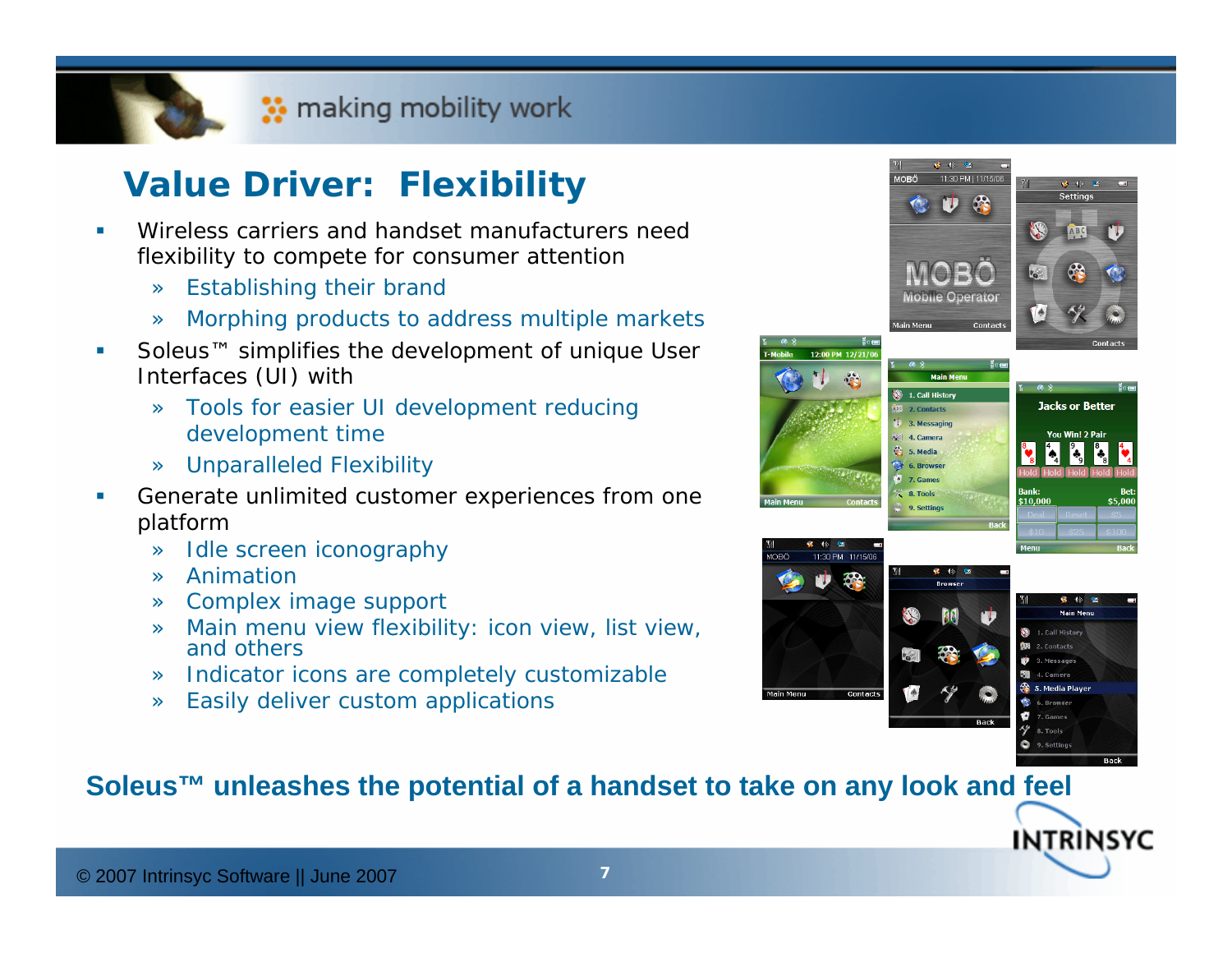# Value Driver: Flexibility

- Wireless carriers and handset manufacturers need flexibility to compete for consumer attention
  - » Establishing their brand
  - » Morphing products to address multiple markets
- Soleus™ simplifies the development of unique User Interfaces (UI) with
  - » Tools for easier UI development reducing development time
  - » Unparalleled Flexibility
- Generate unlimited customer experiences from one platform
  - » Idle screen iconography
  - » Animation
  - » Complex image support
  - » Main menu view flexibility: icon view, list view, and others
  - » Indicator icons are completely customizable
  - » Easily deliver custom applications

**Soleus™ unleashes the potential of a handset to take on any look and feel**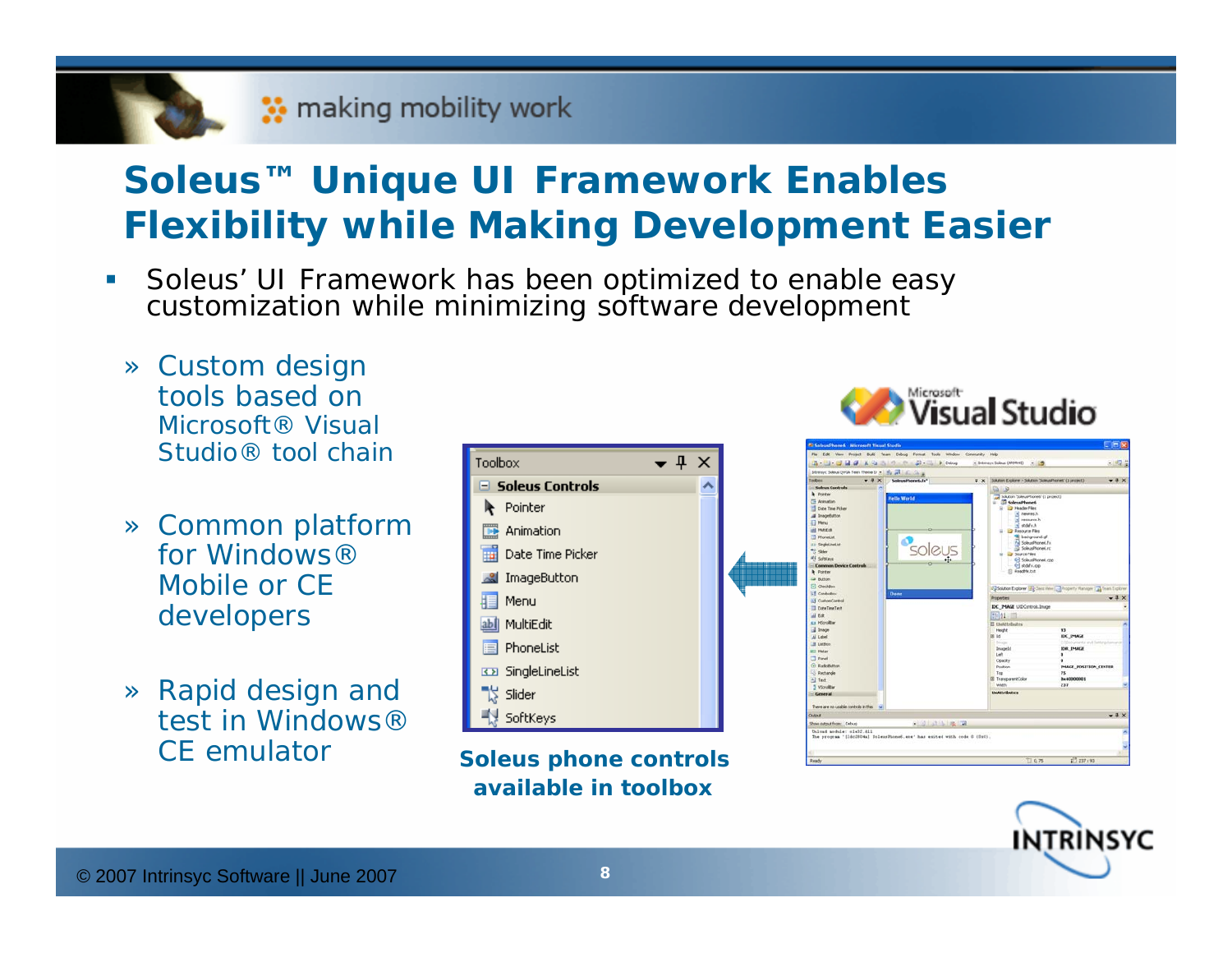# Soleus™ Unique UI Framework Enables Flexibility while Making Development Easier

- Soleus' UI Framework has been optimized to enable easy customization while minimizing software development
  - » Custom design tools based on Microsoft® Visual Studio® tool chain
  - » Common platform for Windows® Mobile or CE developers
  - » Rapid design and test in Windows® CE emulator

Soleus phone controls available in toolbox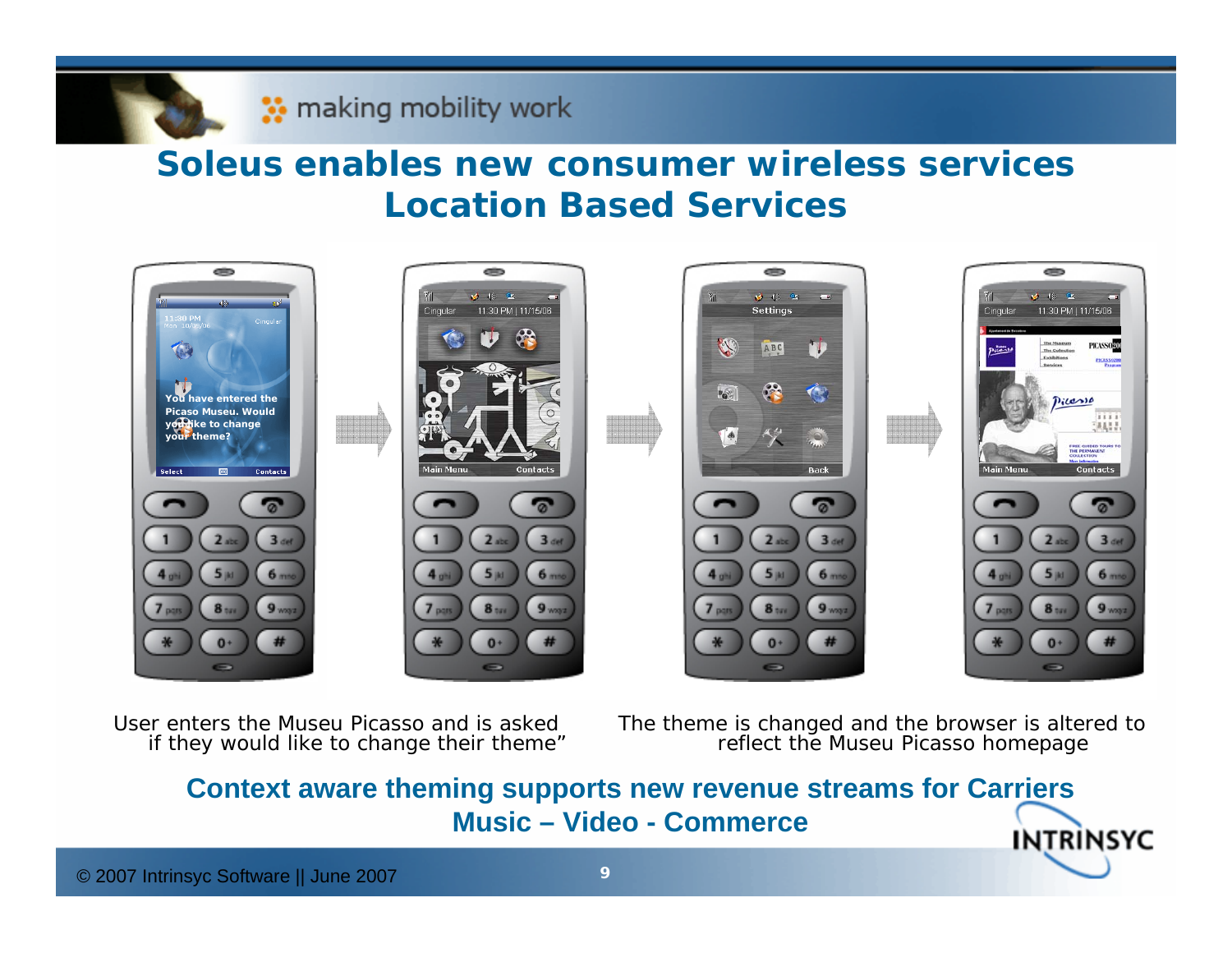# Soleus enables new consumer wireless services
## Location Based Services

User enters the Museu Picasso and is asked if they would like to change their theme"

The theme is changed and the browser is altered to reflect the Museu Picasso homepage

**Context aware theming supports new revenue streams for Carriers**
**Music – Video - Commerce**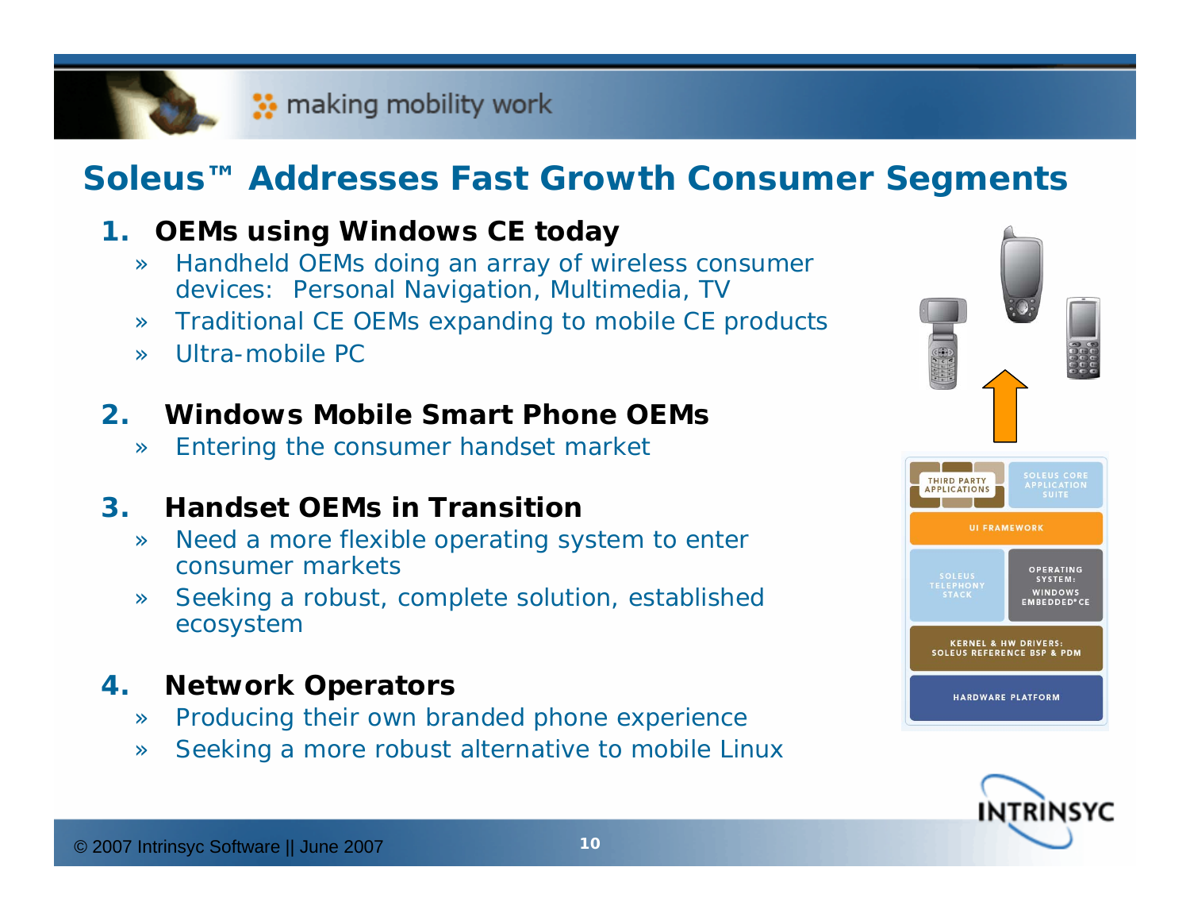# Soleus™ Addresses Fast Growth Consumer Segments

1. **OEMs using Windows CE today**
   - Handheld OEMs doing an array of wireless consumer devices: Personal Navigation, Multimedia, TV
   - Traditional CE OEMs expanding to mobile CE products
   - Ultra-mobile PC
2. **Windows Mobile Smart Phone OEMs**
   - Entering the consumer handset market
3. **Handset OEMs in Transition**
   - Need a more flexible operating system to enter consumer markets
   - Seeking a robust, complete solution, established ecosystem
4. **Network Operators**
   - Producing their own branded phone experience
   - Seeking a more robust alternative to mobile Linux

THIRD PARTY APPLICATIONS | SOLEUS CORE APPLICATION SUITE

UI FRAMEWORK

SOLEUS TELEPHONY STACK | OPERATING SYSTEM: WINDOWS EMBEDDED® CE

KERNEL & HW DRIVERS: SOLEUS REFERENCE BSP & PDM

HARDWARE PLATFORM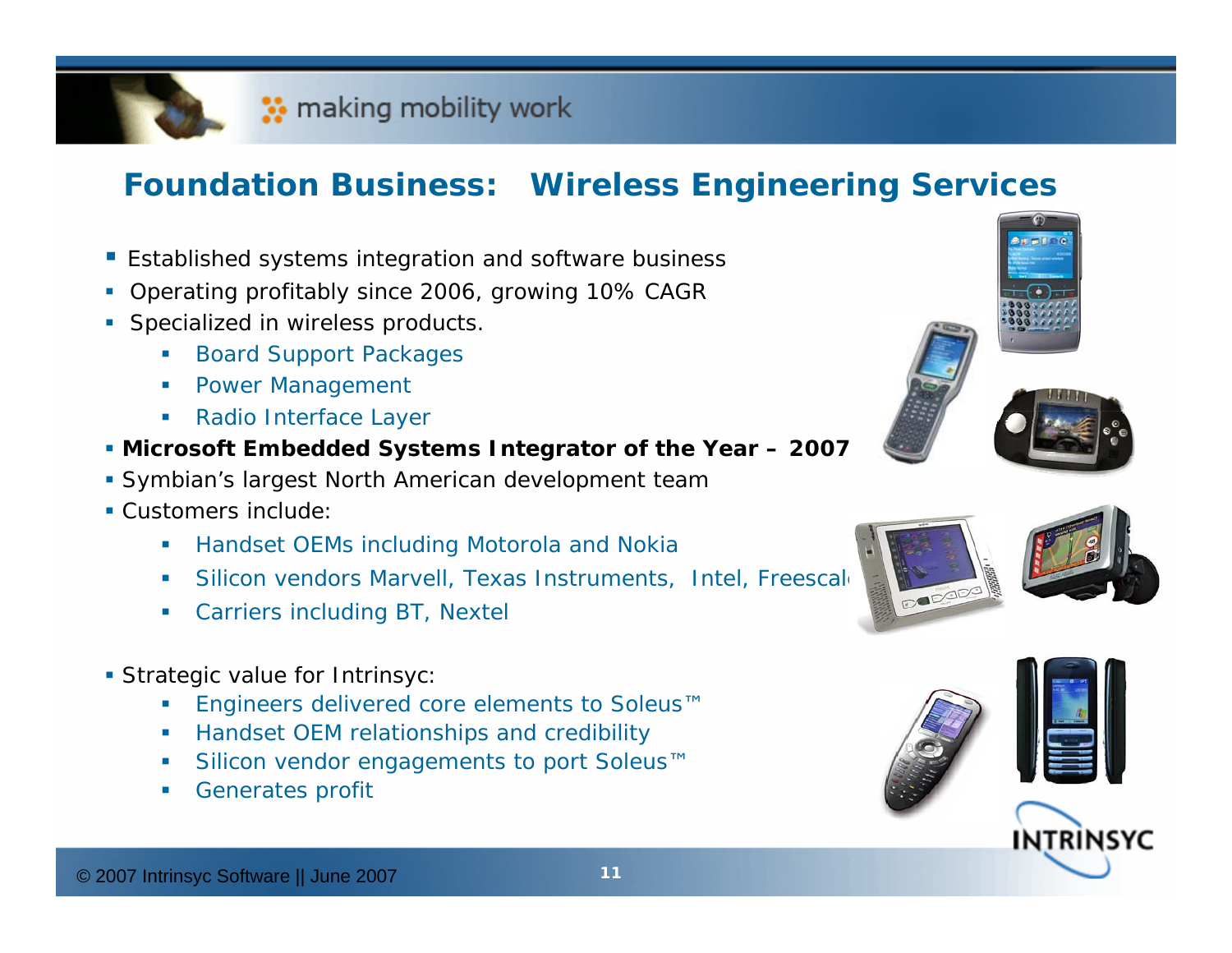## Foundation Business: Wireless Engineering Services

- Established systems integration and software business
- Operating profitably since 2006, growing 10% CAGR
- Specialized in wireless products.
  - Board Support Packages
  - Power Management
  - Radio Interface Layer
- **Microsoft Embedded Systems Integrator of the Year – 2007**
- Symbian's largest North American development team
- Customers include:
  - Handset OEMs including Motorola and Nokia
  - Silicon vendors Marvell, Texas Instruments, Intel, Freescale
  - Carriers including BT, Nextel
- Strategic value for Intrinsyc:
  - Engineers delivered core elements to Soleus™
  - Handset OEM relationships and credibility
  - Silicon vendor engagements to port Soleus™
  - Generates profit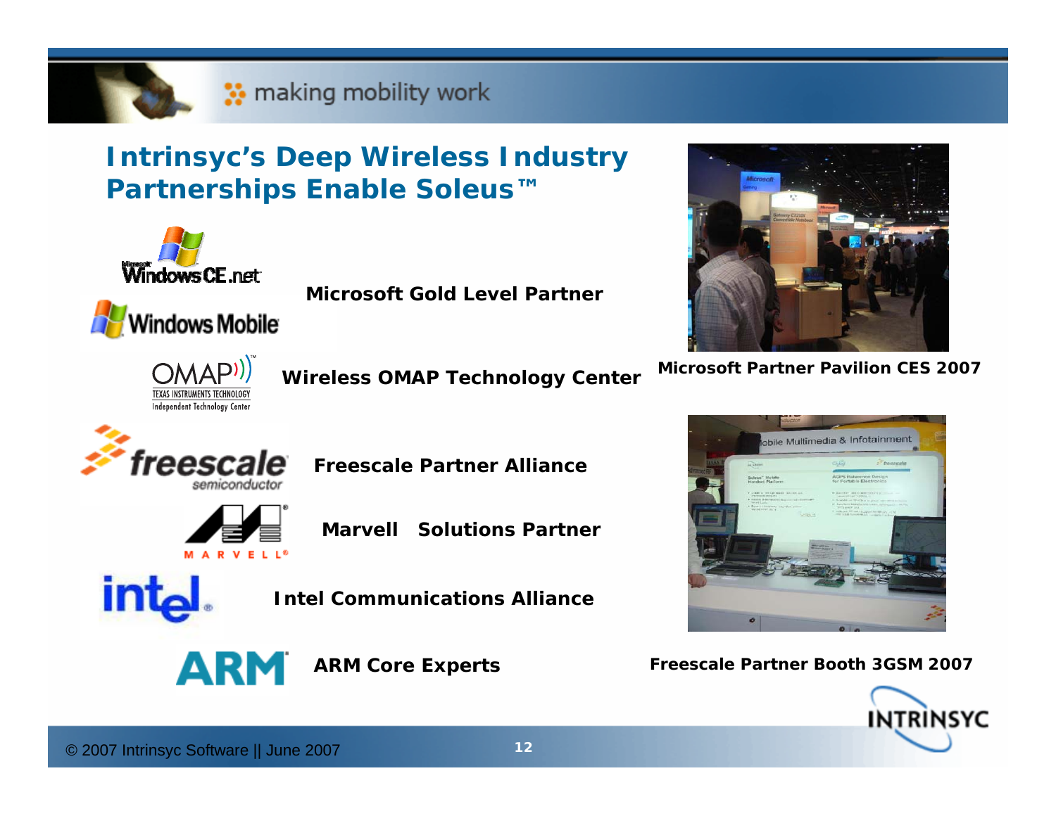# Intrinsyc's Deep Wireless Industry Partnerships Enable Soleus™

**Microsoft Gold Level Partner**

**Wireless OMAP Technology Center**

**Freescale Partner Alliance**

**Marvell Solutions Partner**

**Intel Communications Alliance**

**ARM Core Experts**

**Microsoft Partner Pavilion CES 2007**

**Freescale Partner Booth 3GSM 2007**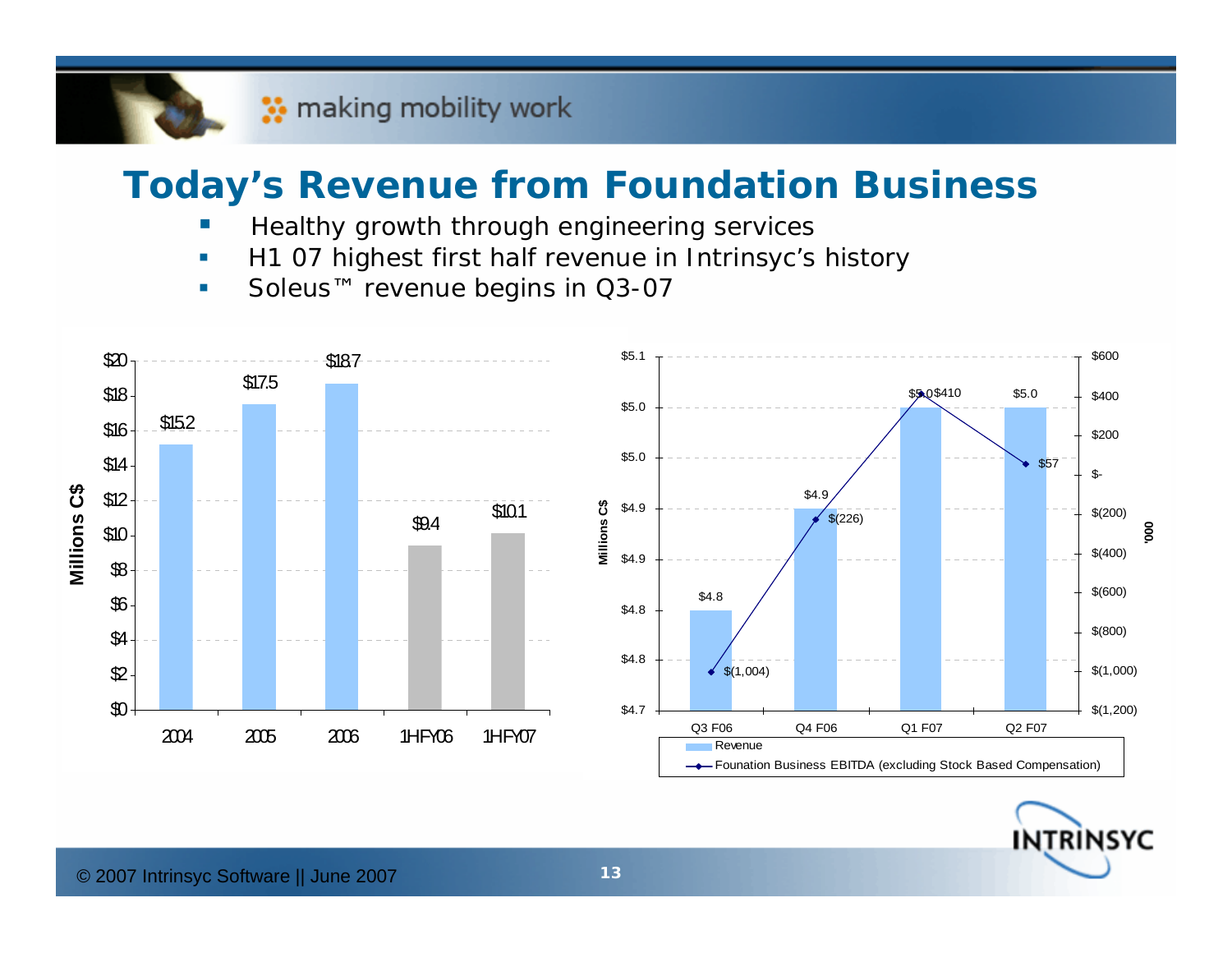# Today's Revenue from Foundation Business

- Healthy growth through engineering services
- H1 07 highest first half revenue in Intrinsyc's history
- Soleus™ revenue begins in Q3-07

| Period | Millions C$ |
| --- | --- |
| 2004 | $15.2 |
| 2005 | $17.5 |
| 2006 | $18.7 |
| 1HFY06 | $9.4 |
| 1HFY07 | $10.1 |

| Quarter | Revenue (Millions C$) | Founation Business EBITDA (excluding Stock Based Compensation) ('000) |
| --- | --- | --- |
| Q3 F06 | $4.8 | $(1,004) |
| Q4 F06 | $4.9 | $(226) |
| Q1 F07 | $5.0 | $410 |
| Q2 F07 | $5.0 | $57 |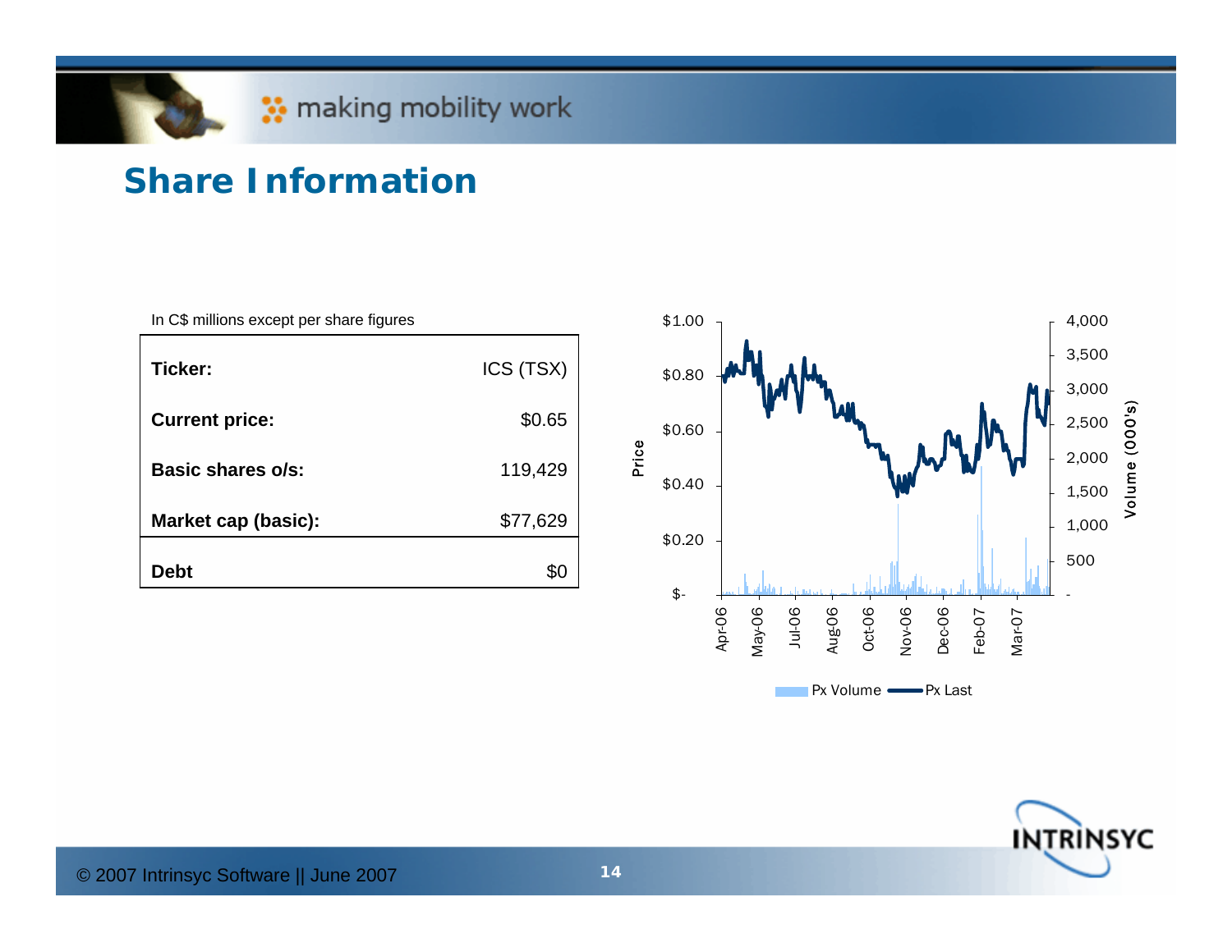## Share Information

In C$ millions except per share figures

| | |
|---|---|
| **Ticker:** | ICS (TSX) |
| **Current price:** | $0.65 |
| **Basic shares o/s:** | 119,429 |
| **Market cap (basic):** | $77,629 |
| **Debt** | $0 |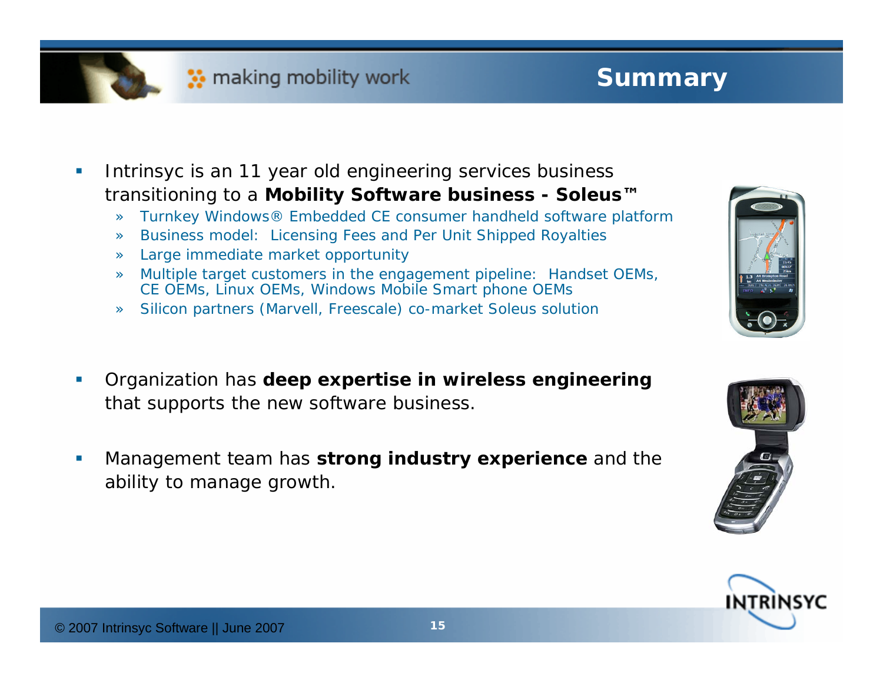# Summary

- Intrinsyc is an 11 year old engineering services business transitioning to a **Mobility Software business - Soleus™**
  - Turnkey Windows® Embedded CE consumer handheld software platform
  - Business model: Licensing Fees and Per Unit Shipped Royalties
  - Large immediate market opportunity
  - Multiple target customers in the engagement pipeline: Handset OEMs, CE OEMs, Linux OEMs, Windows Mobile Smart phone OEMs
  - Silicon partners (Marvell, Freescale) co-market Soleus solution
- Organization has **deep expertise in wireless engineering** that supports the new software business.
- Management team has **strong industry experience** and the ability to manage growth.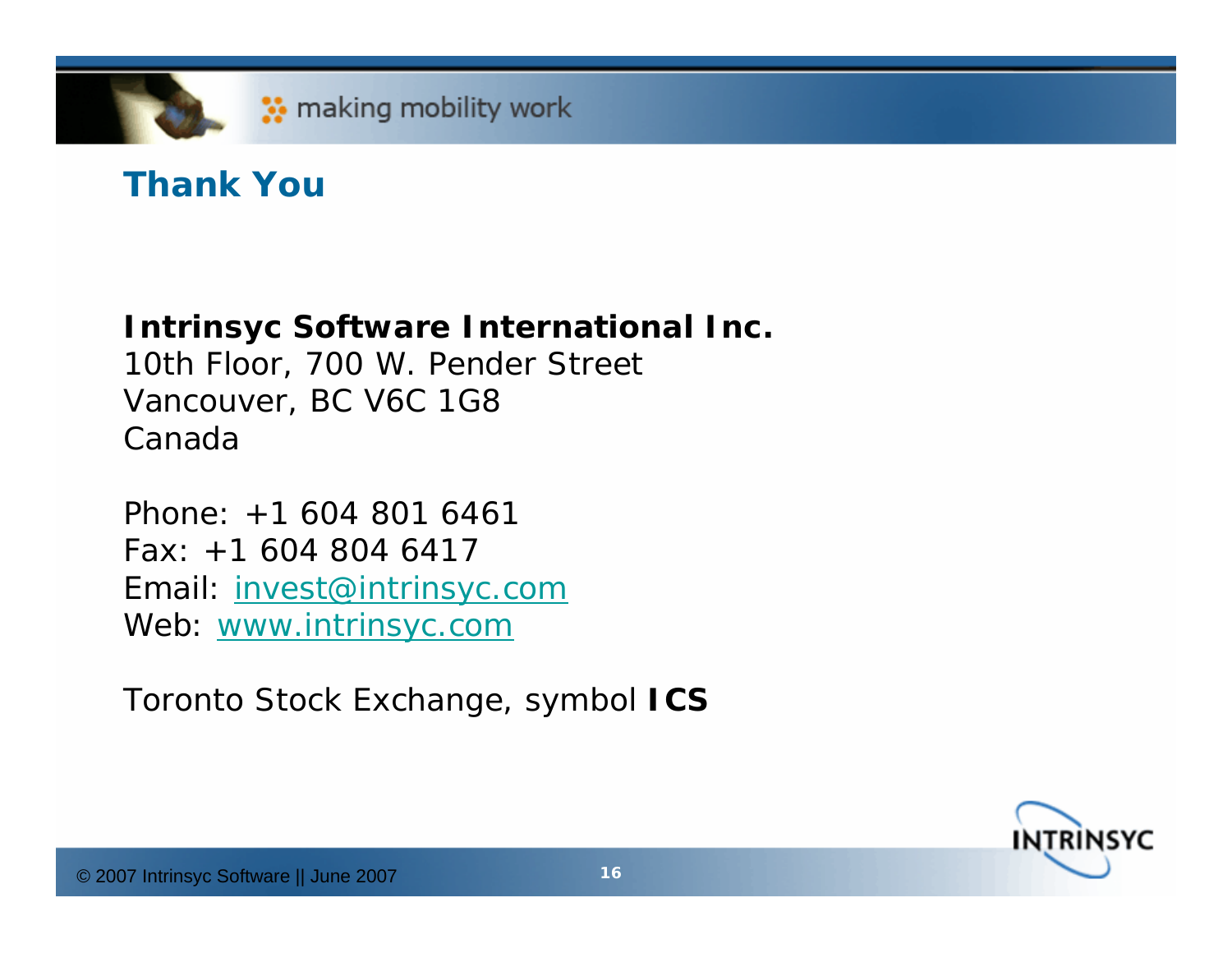# Thank You

**Intrinsyc Software International Inc.**
10th Floor, 700 W. Pender Street
Vancouver, BC V6C 1G8
Canada

Phone: +1 604 801 6461
Fax: +1 604 804 6417
Email: invest@intrinsyc.com
Web: www.intrinsyc.com

Toronto Stock Exchange, symbol **ICS**